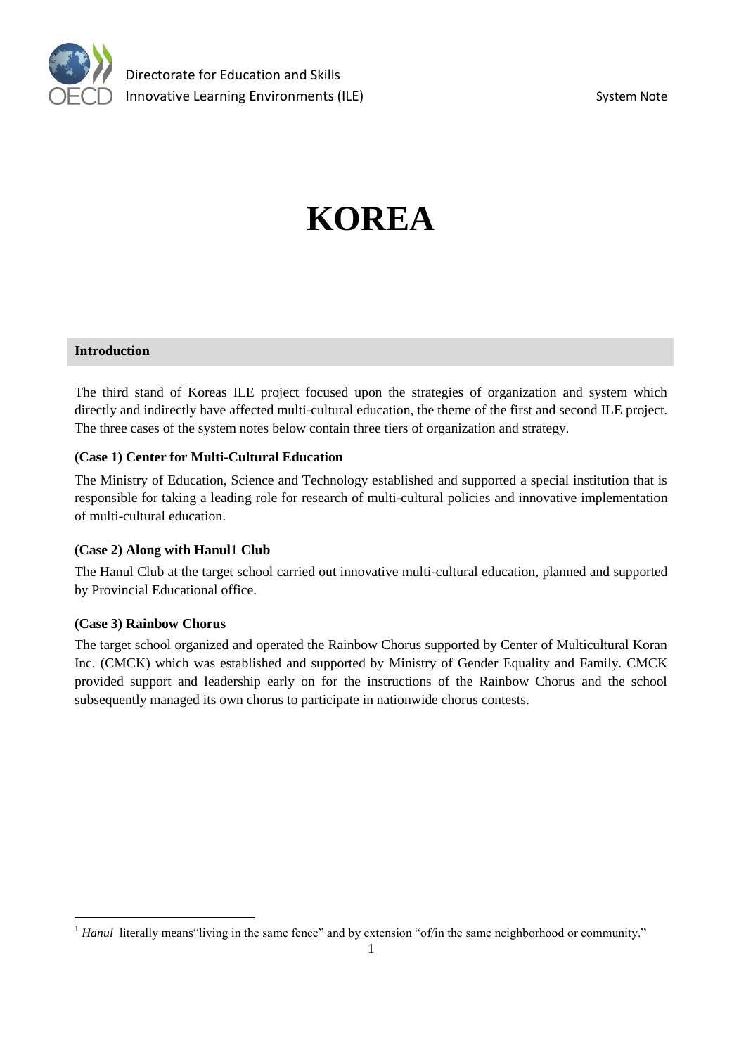# KOREA

## Introduction

The third stand of Koreas ILE project focused upon the strategies of organization and system which directly and indirectly have affected multi-cultural education, the theme of the first and second ILE project. The three cases of the system notes below contain three tiers of organization and strategy.

### (Case 1) Center for Multi-Cultural Education

The Ministry of Education, Science and Technology established and supported a special institution that is responsible for taking a leading role for research of multi-cultural policies and innovative implementation of multi-cultural education.

### (Case 2) Along with Hanul[1] Club

The Hanul Club at the target school carried out innovative multi-cultural education, planned and supported by Provincial Educational office.

### (Case 3) Rainbow Chorus

The target school organized and operated the Rainbow Chorus supported by Center of Multicultural Koran Inc. (CMCK) which was established and supported by Ministry of Gender Equality and Family. CMCK provided support and leadership early on for the instructions of the Rainbow Chorus and the school subsequently managed its own chorus to participate in nationwide chorus contests.

---

[1] *Hanul* literally means"living in the same fence" and by extension "of/in the same neighborhood or community."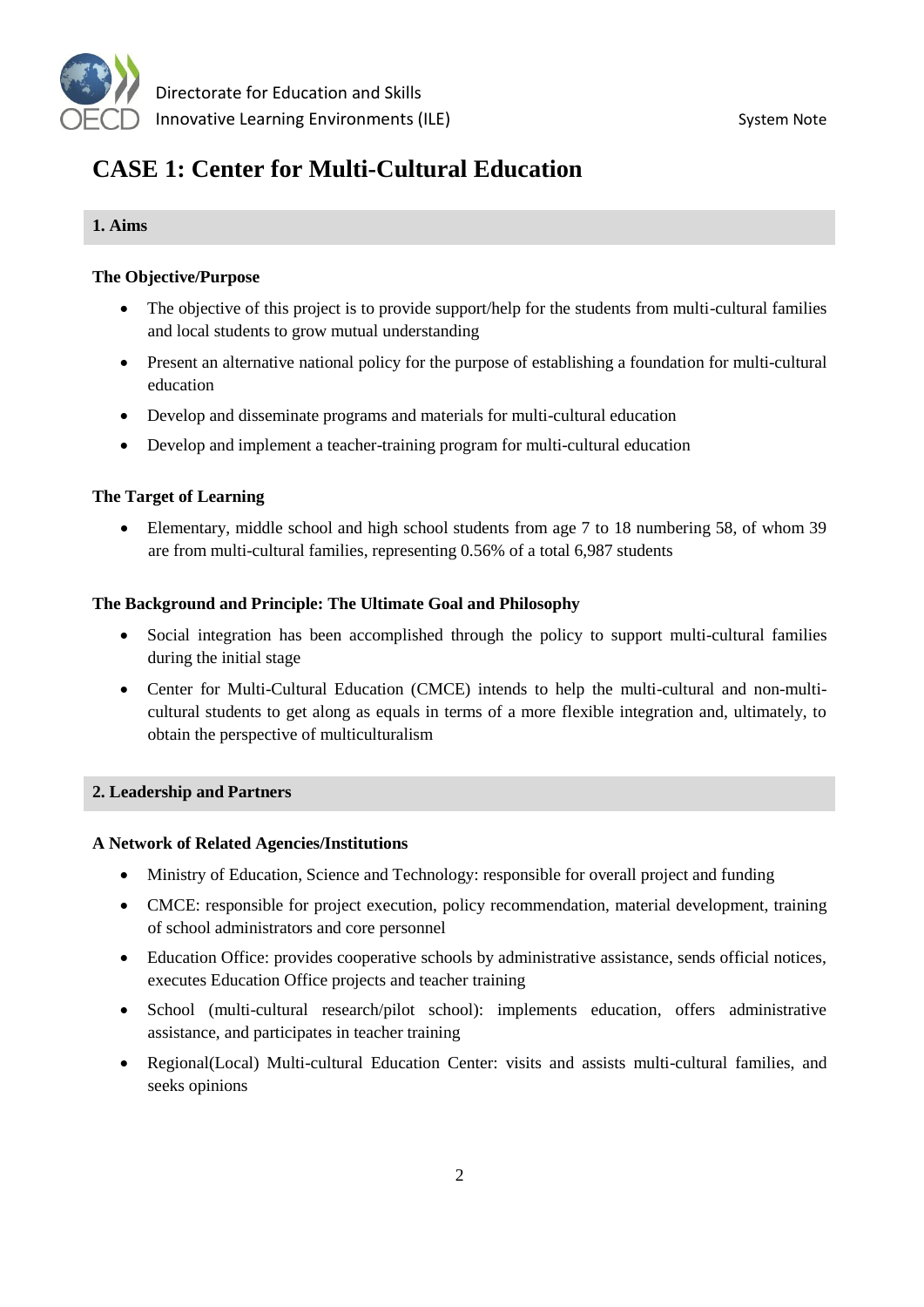# CASE 1: Center for Multi-Cultural Education

## 1. Aims

### The Objective/Purpose

- The objective of this project is to provide support/help for the students from multi-cultural families and local students to grow mutual understanding
- Present an alternative national policy for the purpose of establishing a foundation for multi-cultural education
- Develop and disseminate programs and materials for multi-cultural education
- Develop and implement a teacher-training program for multi-cultural education

### The Target of Learning

- Elementary, middle school and high school students from age 7 to 18 numbering 58, of whom 39 are from multi-cultural families, representing 0.56% of a total 6,987 students

### The Background and Principle: The Ultimate Goal and Philosophy

- Social integration has been accomplished through the policy to support multi-cultural families during the initial stage
- Center for Multi-Cultural Education (CMCE) intends to help the multi-cultural and non-multi-cultural students to get along as equals in terms of a more flexible integration and, ultimately, to obtain the perspective of multiculturalism

## 2. Leadership and Partners

### A Network of Related Agencies/Institutions

- Ministry of Education, Science and Technology: responsible for overall project and funding
- CMCE: responsible for project execution, policy recommendation, material development, training of school administrators and core personnel
- Education Office: provides cooperative schools by administrative assistance, sends official notices, executes Education Office projects and teacher training
- School (multi-cultural research/pilot school): implements education, offers administrative assistance, and participates in teacher training
- Regional(Local) Multi-cultural Education Center: visits and assists multi-cultural families, and seeks opinions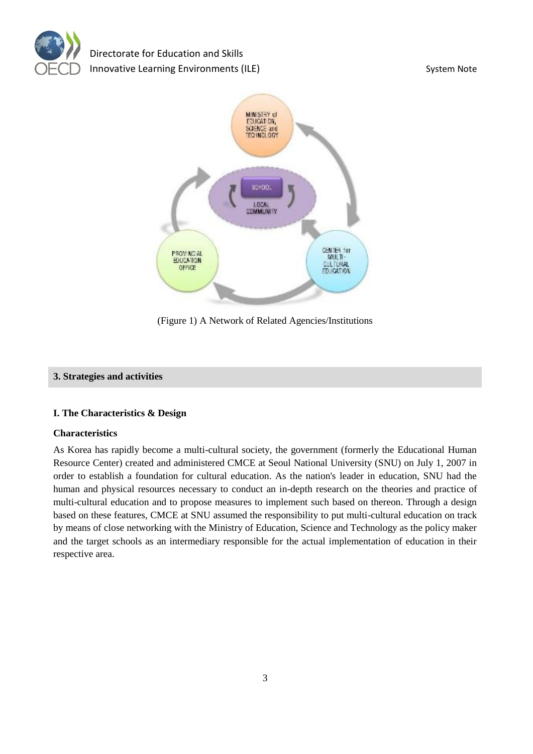(Figure 1) A Network of Related Agencies/Institutions

## 3. Strategies and activities

### I. The Characteristics & Design

#### Characteristics

As Korea has rapidly become a multi-cultural society, the government (formerly the Educational Human Resource Center) created and administered CMCE at Seoul National University (SNU) on July 1, 2007 in order to establish a foundation for cultural education. As the nation's leader in education, SNU had the human and physical resources necessary to conduct an in-depth research on the theories and practice of multi-cultural education and to propose measures to implement such based on thereon. Through a design based on these features, CMCE at SNU assumed the responsibility to put multi-cultural education on track by means of close networking with the Ministry of Education, Science and Technology as the policy maker and the target schools as an intermediary responsible for the actual implementation of education in their respective area.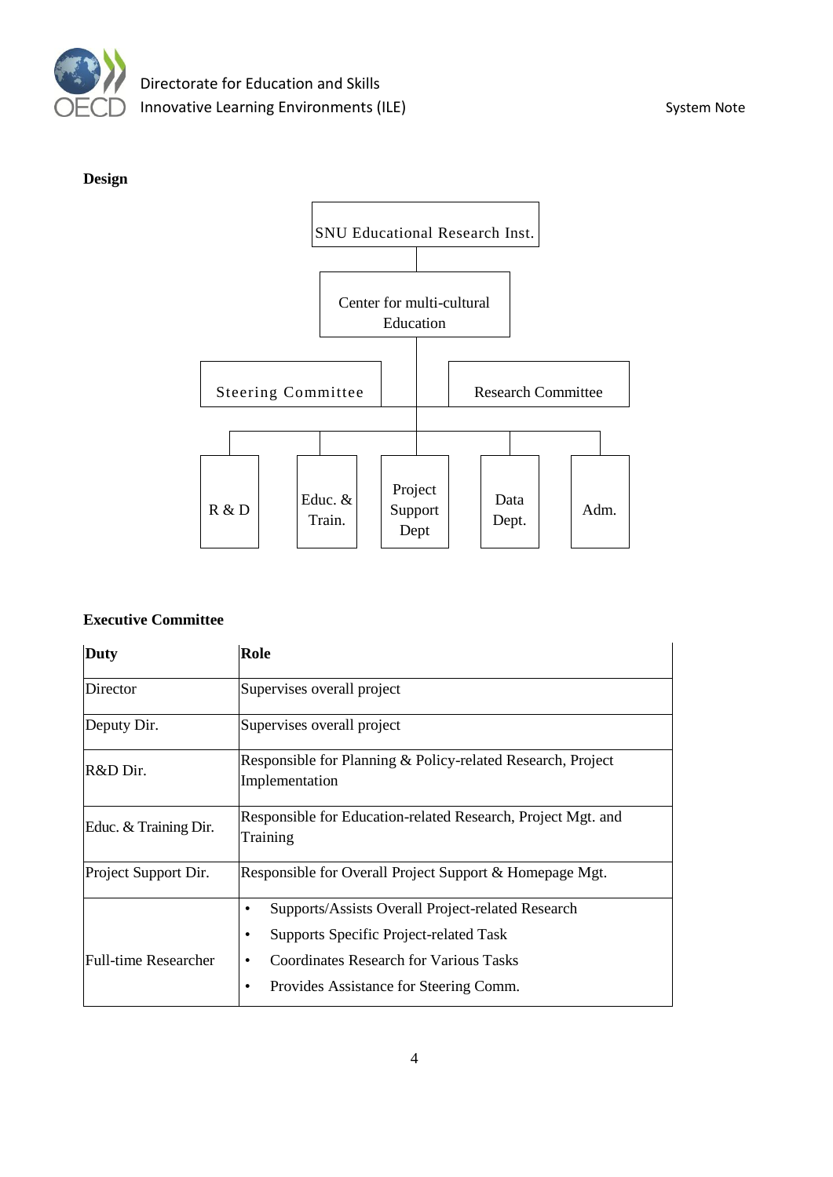**Design**

SNU Educational Research Inst.

Center for multi-cultural Education

Steering Committee

Research Committee

R & D

Educ. & Train.

Project Support Dept

Data Dept.

Adm.

**Executive Committee**

| Duty | Role |
| --- | --- |
| Director | Supervises overall project |
| Deputy Dir. | Supervises overall project |
| R&D Dir. | Responsible for Planning & Policy-related Research, Project Implementation |
| Educ. & Training Dir. | Responsible for Education-related Research, Project Mgt. and Training |
| Project Support Dir. | Responsible for Overall Project Support & Homepage Mgt. |
| Full-time Researcher | • Supports/Assists Overall Project-related Research<br>• Supports Specific Project-related Task<br>• Coordinates Research for Various Tasks<br>• Provides Assistance for Steering Comm. |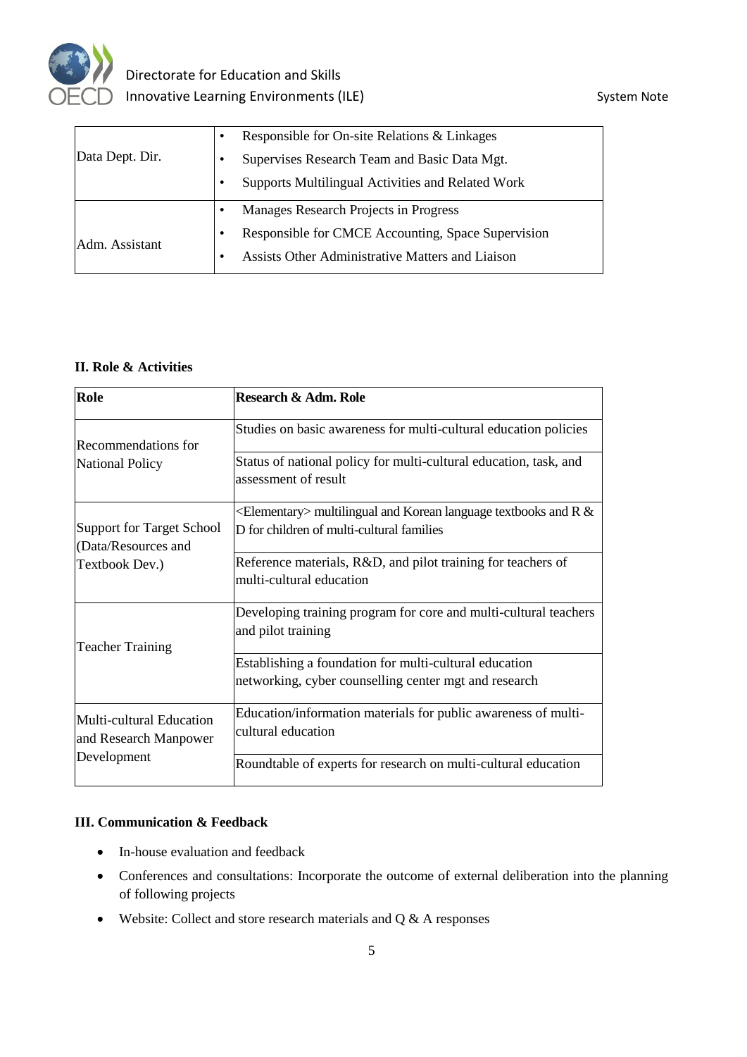| | |
|---|---|
| Data Dept. Dir. | • Responsible for On-site Relations & Linkages<br>• Supervises Research Team and Basic Data Mgt.<br>• Supports Multilingual Activities and Related Work |
| Adm. Assistant | • Manages Research Projects in Progress<br>• Responsible for CMCE Accounting, Space Supervision<br>• Assists Other Administrative Matters and Liaison |

**II. Role & Activities**

| Role | Research & Adm. Role |
|---|---|
| Recommendations for National Policy | Studies on basic awareness for multi-cultural education policies |
| | Status of national policy for multi-cultural education, task, and assessment of result |
| Support for Target School (Data/Resources and Textbook Dev.) | <Elementary> multilingual and Korean language textbooks and R & D for children of multi-cultural families |
| | Reference materials, R&D, and pilot training for teachers of multi-cultural education |
| Teacher Training | Developing training program for core and multi-cultural teachers and pilot training |
| | Establishing a foundation for multi-cultural education networking, cyber counselling center mgt and research |
| Multi-cultural Education and Research Manpower Development | Education/information materials for public awareness of multi-cultural education |
| | Roundtable of experts for research on multi-cultural education |

**III. Communication & Feedback**

- In-house evaluation and feedback
- Conferences and consultations: Incorporate the outcome of external deliberation into the planning of following projects
- Website: Collect and store research materials and Q & A responses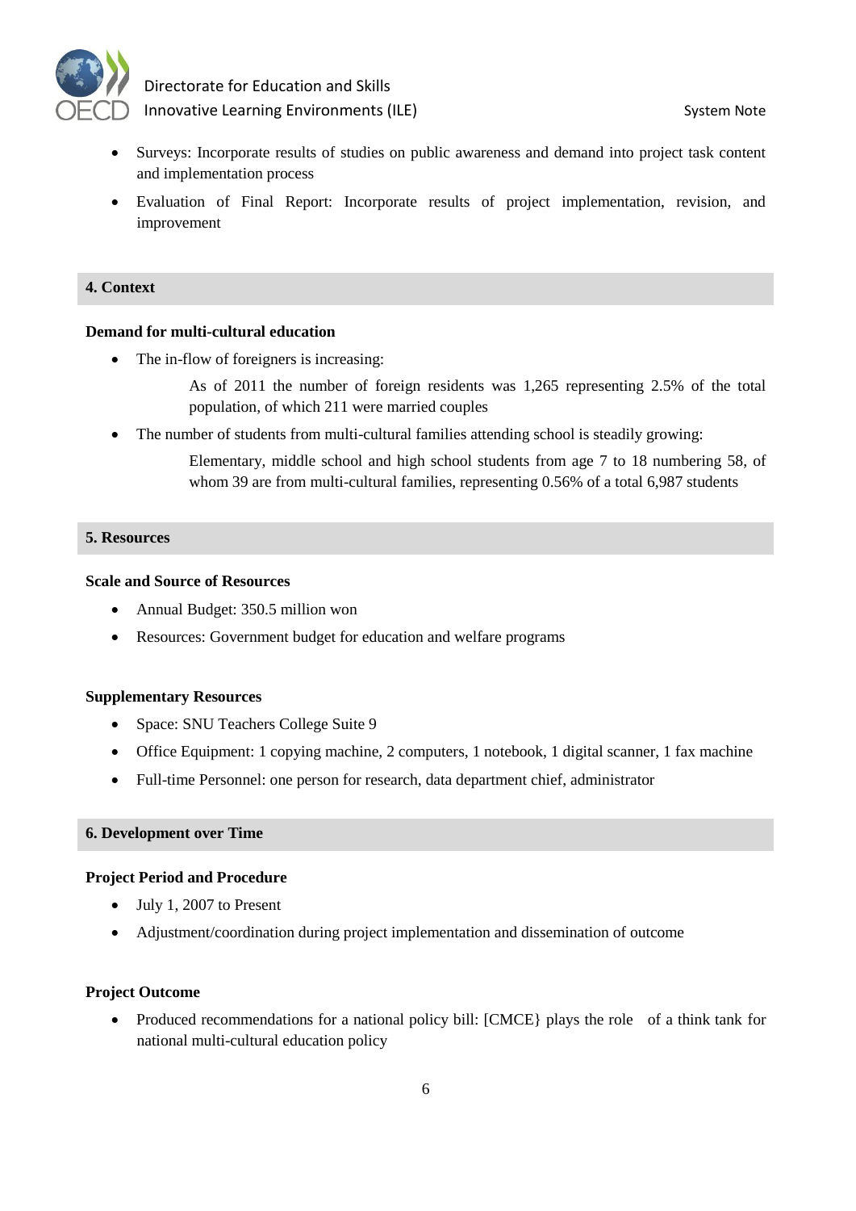- Surveys: Incorporate results of studies on public awareness and demand into project task content and implementation process
- Evaluation of Final Report: Incorporate results of project implementation, revision, and improvement

## 4. Context

**Demand for multi-cultural education**

- The in-flow of foreigners is increasing:

  As of 2011 the number of foreign residents was 1,265 representing 2.5% of the total population, of which 211 were married couples

- The number of students from multi-cultural families attending school is steadily growing:

  Elementary, middle school and high school students from age 7 to 18 numbering 58, of whom 39 are from multi-cultural families, representing 0.56% of a total 6,987 students

## 5. Resources

**Scale and Source of Resources**

- Annual Budget: 350.5 million won
- Resources: Government budget for education and welfare programs

**Supplementary Resources**

- Space: SNU Teachers College Suite 9
- Office Equipment: 1 copying machine, 2 computers, 1 notebook, 1 digital scanner, 1 fax machine
- Full-time Personnel: one person for research, data department chief, administrator

## 6. Development over Time

**Project Period and Procedure**

- July 1, 2007 to Present
- Adjustment/coordination during project implementation and dissemination of outcome

**Project Outcome**

- Produced recommendations for a national policy bill: [CMCE} plays the role of a think tank for national multi-cultural education policy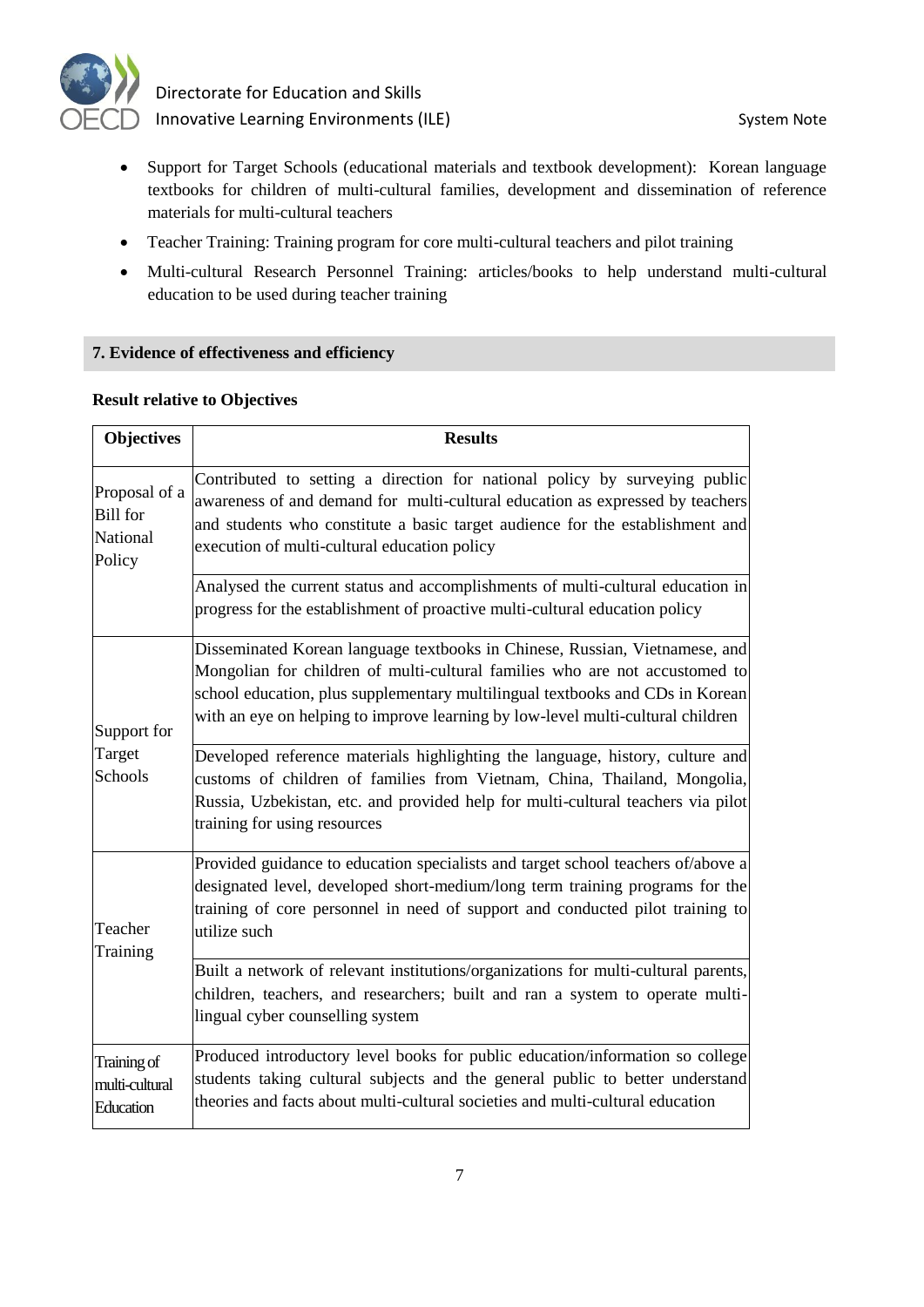- Support for Target Schools (educational materials and textbook development): Korean language textbooks for children of multi-cultural families, development and dissemination of reference materials for multi-cultural teachers
- Teacher Training: Training program for core multi-cultural teachers and pilot training
- Multi-cultural Research Personnel Training: articles/books to help understand multi-cultural education to be used during teacher training

## 7. Evidence of effectiveness and efficiency

**Result relative to Objectives**

| Objectives | Results |
|---|---|
| Proposal of a Bill for National Policy | Contributed to setting a direction for national policy by surveying public awareness of and demand for multi-cultural education as expressed by teachers and students who constitute a basic target audience for the establishment and execution of multi-cultural education policy |
| | Analysed the current status and accomplishments of multi-cultural education in progress for the establishment of proactive multi-cultural education policy |
| Support for Target Schools | Disseminated Korean language textbooks in Chinese, Russian, Vietnamese, and Mongolian for children of multi-cultural families who are not accustomed to school education, plus supplementary multilingual textbooks and CDs in Korean with an eye on helping to improve learning by low-level multi-cultural children |
| | Developed reference materials highlighting the language, history, culture and customs of children of families from Vietnam, China, Thailand, Mongolia, Russia, Uzbekistan, etc. and provided help for multi-cultural teachers via pilot training for using resources |
| Teacher Training | Provided guidance to education specialists and target school teachers of/above a designated level, developed short-medium/long term training programs for the training of core personnel in need of support and conducted pilot training to utilize such |
| | Built a network of relevant institutions/organizations for multi-cultural parents, children, teachers, and researchers; built and ran a system to operate multi-lingual cyber counselling system |
| Training of multi-cultural Education | Produced introductory level books for public education/information so college students taking cultural subjects and the general public to better understand theories and facts about multi-cultural societies and multi-cultural education |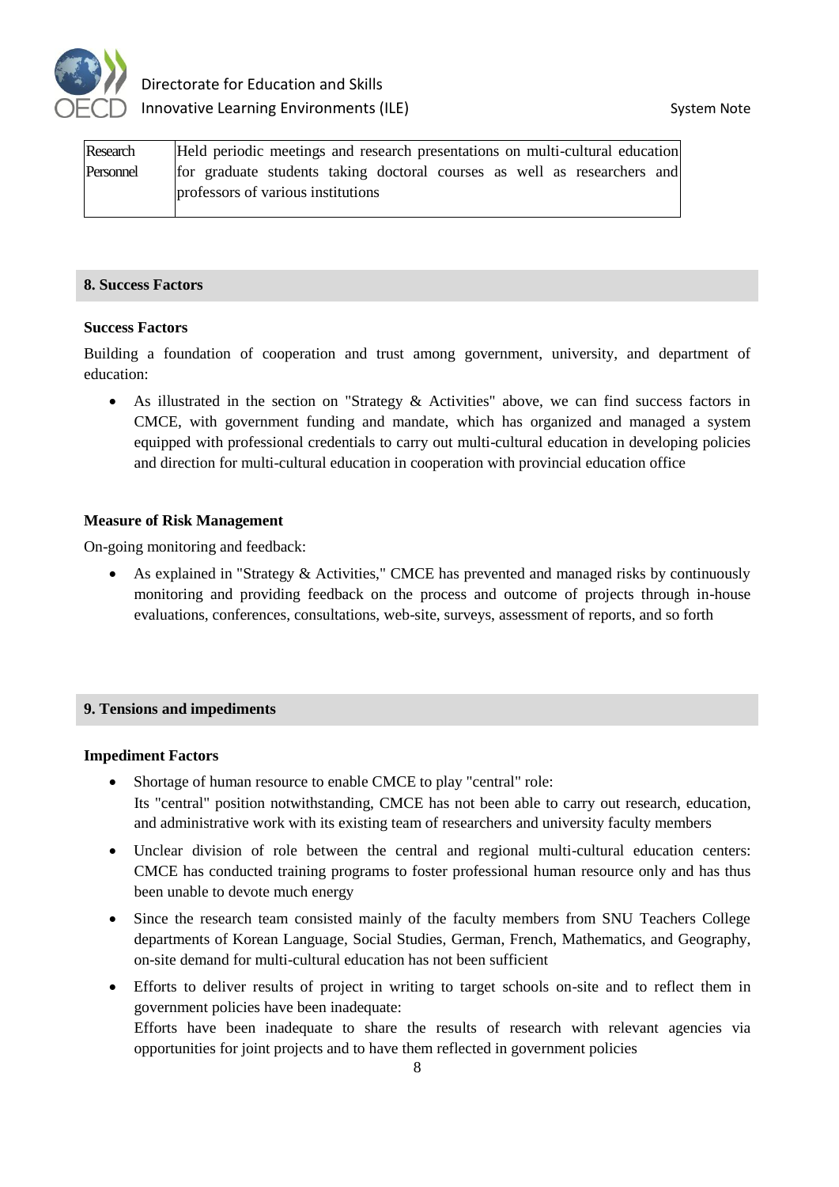| Research Personnel | Held periodic meetings and research presentations on multi-cultural education for graduate students taking doctoral courses as well as researchers and professors of various institutions |
|---|---|

## 8. Success Factors

**Success Factors**

Building a foundation of cooperation and trust among government, university, and department of education:

- As illustrated in the section on "Strategy & Activities" above, we can find success factors in CMCE, with government funding and mandate, which has organized and managed a system equipped with professional credentials to carry out multi-cultural education in developing policies and direction for multi-cultural education in cooperation with provincial education office

**Measure of Risk Management**

On-going monitoring and feedback:

- As explained in "Strategy & Activities," CMCE has prevented and managed risks by continuously monitoring and providing feedback on the process and outcome of projects through in-house evaluations, conferences, consultations, web-site, surveys, assessment of reports, and so forth

## 9. Tensions and impediments

**Impediment Factors**

- Shortage of human resource to enable CMCE to play "central" role:
  Its "central" position notwithstanding, CMCE has not been able to carry out research, education, and administrative work with its existing team of researchers and university faculty members
- Unclear division of role between the central and regional multi-cultural education centers: CMCE has conducted training programs to foster professional human resource only and has thus been unable to devote much energy
- Since the research team consisted mainly of the faculty members from SNU Teachers College departments of Korean Language, Social Studies, German, French, Mathematics, and Geography, on-site demand for multi-cultural education has not been sufficient
- Efforts to deliver results of project in writing to target schools on-site and to reflect them in government policies have been inadequate:
  Efforts have been inadequate to share the results of research with relevant agencies via opportunities for joint projects and to have them reflected in government policies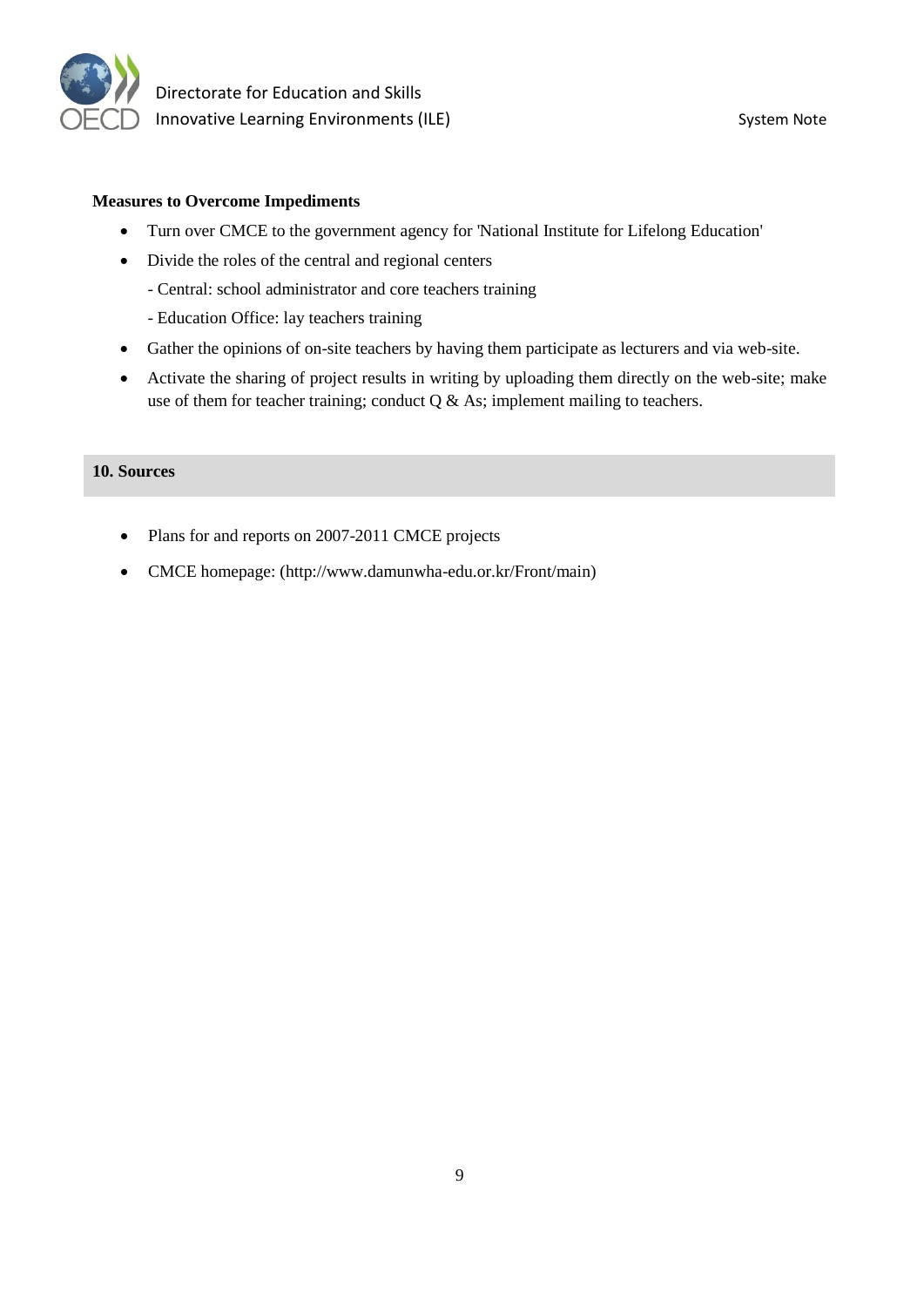**Measures to Overcome Impediments**

- Turn over CMCE to the government agency for 'National Institute for Lifelong Education'
- Divide the roles of the central and regional centers
  - Central: school administrator and core teachers training
  - Education Office: lay teachers training
- Gather the opinions of on-site teachers by having them participate as lecturers and via web-site.
- Activate the sharing of project results in writing by uploading them directly on the web-site; make use of them for teacher training; conduct Q & As; implement mailing to teachers.

## 10. Sources

- Plans for and reports on 2007-2011 CMCE projects
- CMCE homepage: (http://www.damunwha-edu.or.kr/Front/main)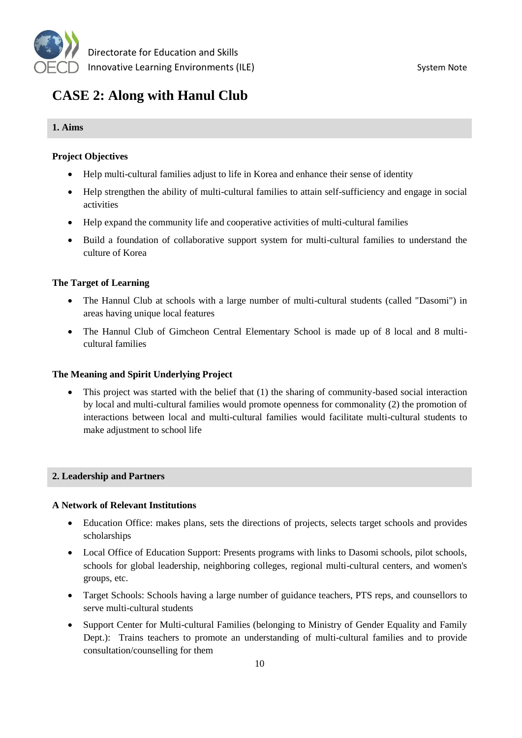# CASE 2: Along with Hanul Club

## 1. Aims

### Project Objectives

- Help multi-cultural families adjust to life in Korea and enhance their sense of identity
- Help strengthen the ability of multi-cultural families to attain self-sufficiency and engage in social activities
- Help expand the community life and cooperative activities of multi-cultural families
- Build a foundation of collaborative support system for multi-cultural families to understand the culture of Korea

### The Target of Learning

- The Hannul Club at schools with a large number of multi-cultural students (called "Dasomi") in areas having unique local features
- The Hannul Club of Gimcheon Central Elementary School is made up of 8 local and 8 multi-cultural families

### The Meaning and Spirit Underlying Project

- This project was started with the belief that (1) the sharing of community-based social interaction by local and multi-cultural families would promote openness for commonality (2) the promotion of interactions between local and multi-cultural families would facilitate multi-cultural students to make adjustment to school life

## 2. Leadership and Partners

### A Network of Relevant Institutions

- Education Office: makes plans, sets the directions of projects, selects target schools and provides scholarships
- Local Office of Education Support: Presents programs with links to Dasomi schools, pilot schools, schools for global leadership, neighboring colleges, regional multi-cultural centers, and women's groups, etc.
- Target Schools: Schools having a large number of guidance teachers, PTS reps, and counsellors to serve multi-cultural students
- Support Center for Multi-cultural Families (belonging to Ministry of Gender Equality and Family Dept.): Trains teachers to promote an understanding of multi-cultural families and to provide consultation/counselling for them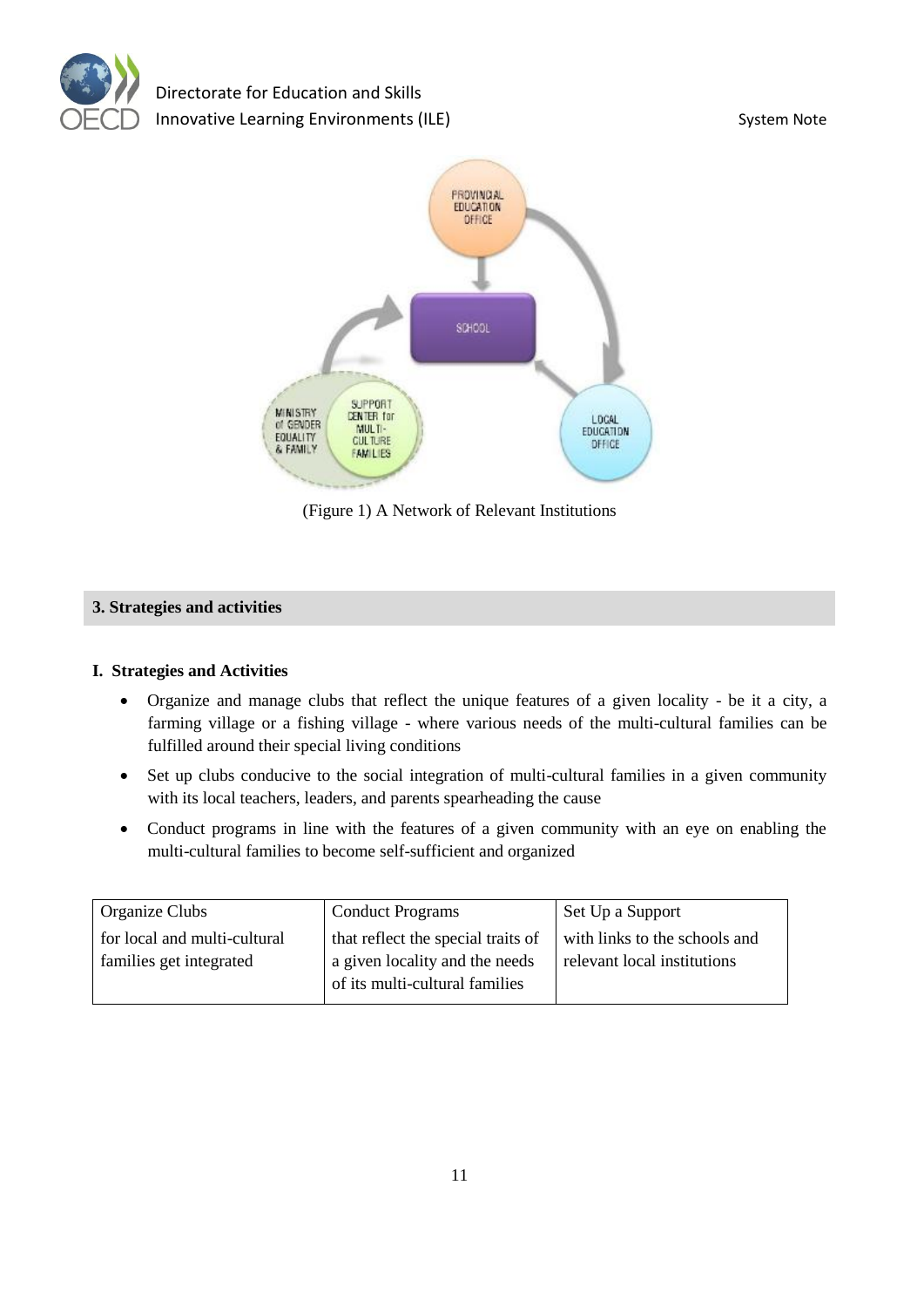(Figure 1) A Network of Relevant Institutions

## 3. Strategies and activities

### I. Strategies and Activities

- Organize and manage clubs that reflect the unique features of a given locality - be it a city, a farming village or a fishing village - where various needs of the multi-cultural families can be fulfilled around their special living conditions
- Set up clubs conducive to the social integration of multi-cultural families in a given community with its local teachers, leaders, and parents spearheading the cause
- Conduct programs in line with the features of a given community with an eye on enabling the multi-cultural families to become self-sufficient and organized

| Organize Clubs | Conduct Programs | Set Up a Support |
|---|---|---|
| for local and multi-cultural families get integrated | that reflect the special traits of a given locality and the needs of its multi-cultural families | with links to the schools and relevant local institutions |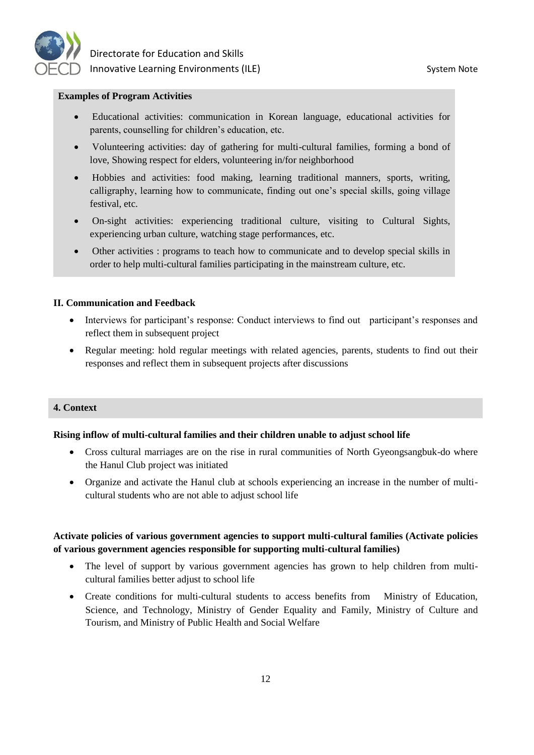**Examples of Program Activities**

- Educational activities: communication in Korean language, educational activities for parents, counselling for children's education, etc.
- Volunteering activities: day of gathering for multi-cultural families, forming a bond of love, Showing respect for elders, volunteering in/for neighborhood
- Hobbies and activities: food making, learning traditional manners, sports, writing, calligraphy, learning how to communicate, finding out one's special skills, going village festival, etc.
- On-sight activities: experiencing traditional culture, visiting to Cultural Sights, experiencing urban culture, watching stage performances, etc.
- Other activities : programs to teach how to communicate and to develop special skills in order to help multi-cultural families participating in the mainstream culture, etc.

**II. Communication and Feedback**

- Interviews for participant's response: Conduct interviews to find out participant's responses and reflect them in subsequent project
- Regular meeting: hold regular meetings with related agencies, parents, students to find out their responses and reflect them in subsequent projects after discussions

## 4. Context

**Rising inflow of multi-cultural families and their children unable to adjust school life**

- Cross cultural marriages are on the rise in rural communities of North Gyeongsangbuk-do where the Hanul Club project was initiated
- Organize and activate the Hanul club at schools experiencing an increase in the number of multi-cultural students who are not able to adjust school life

**Activate policies of various government agencies to support multi-cultural families (Activate policies of various government agencies responsible for supporting multi-cultural families)**

- The level of support by various government agencies has grown to help children from multi-cultural families better adjust to school life
- Create conditions for multi-cultural students to access benefits from Ministry of Education, Science, and Technology, Ministry of Gender Equality and Family, Ministry of Culture and Tourism, and Ministry of Public Health and Social Welfare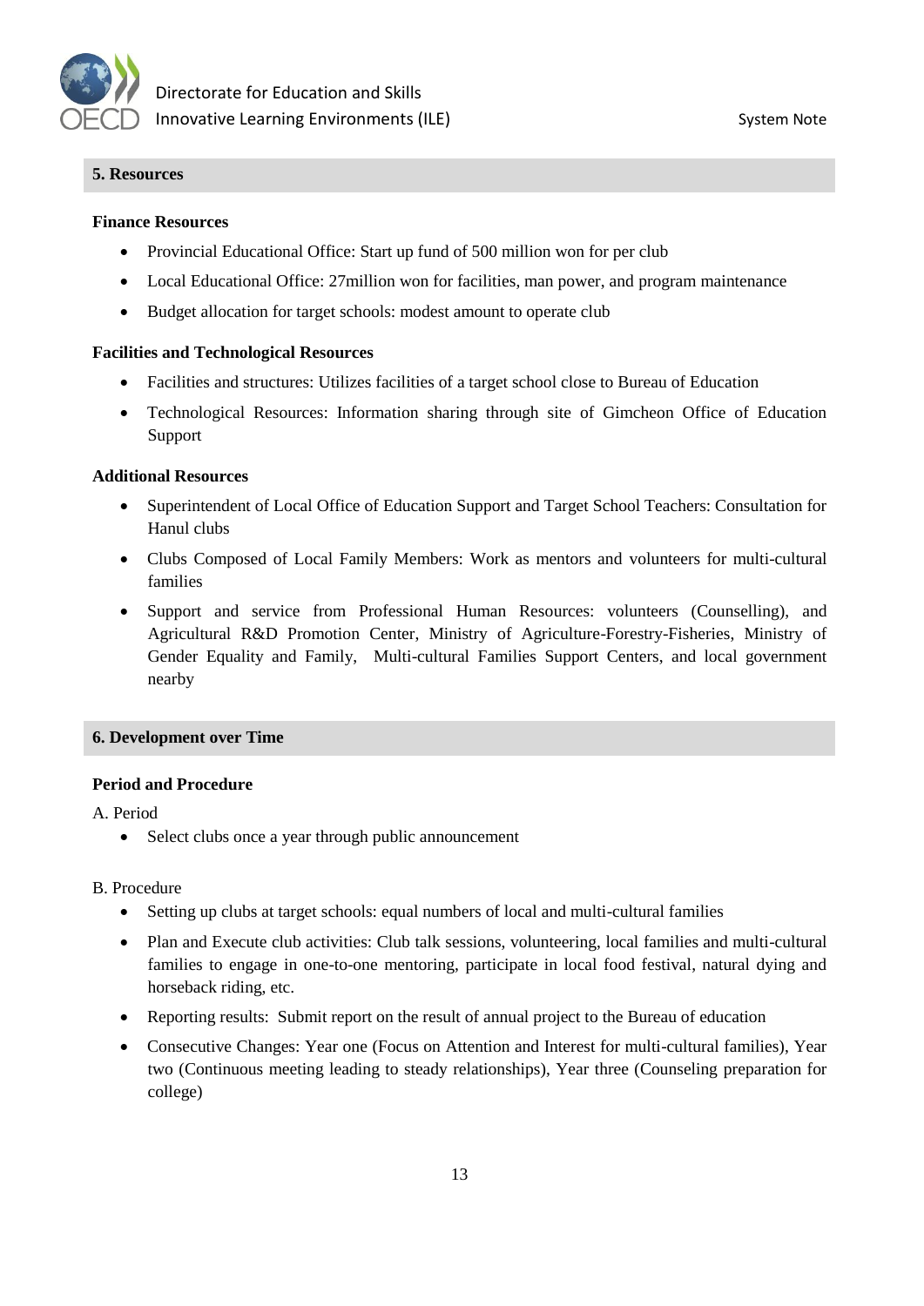## 5. Resources

**Finance Resources**

- Provincial Educational Office: Start up fund of 500 million won for per club
- Local Educational Office: 27million won for facilities, man power, and program maintenance
- Budget allocation for target schools: modest amount to operate club

**Facilities and Technological Resources**

- Facilities and structures: Utilizes facilities of a target school close to Bureau of Education
- Technological Resources: Information sharing through site of Gimcheon Office of Education Support

**Additional Resources**

- Superintendent of Local Office of Education Support and Target School Teachers: Consultation for Hanul clubs
- Clubs Composed of Local Family Members: Work as mentors and volunteers for multi-cultural families
- Support and service from Professional Human Resources: volunteers (Counselling), and Agricultural R&D Promotion Center, Ministry of Agriculture-Forestry-Fisheries, Ministry of Gender Equality and Family, Multi-cultural Families Support Centers, and local government nearby

## 6. Development over Time

**Period and Procedure**

A. Period

- Select clubs once a year through public announcement

B. Procedure

- Setting up clubs at target schools: equal numbers of local and multi-cultural families
- Plan and Execute club activities: Club talk sessions, volunteering, local families and multi-cultural families to engage in one-to-one mentoring, participate in local food festival, natural dying and horseback riding, etc.
- Reporting results: Submit report on the result of annual project to the Bureau of education
- Consecutive Changes: Year one (Focus on Attention and Interest for multi-cultural families), Year two (Continuous meeting leading to steady relationships), Year three (Counseling preparation for college)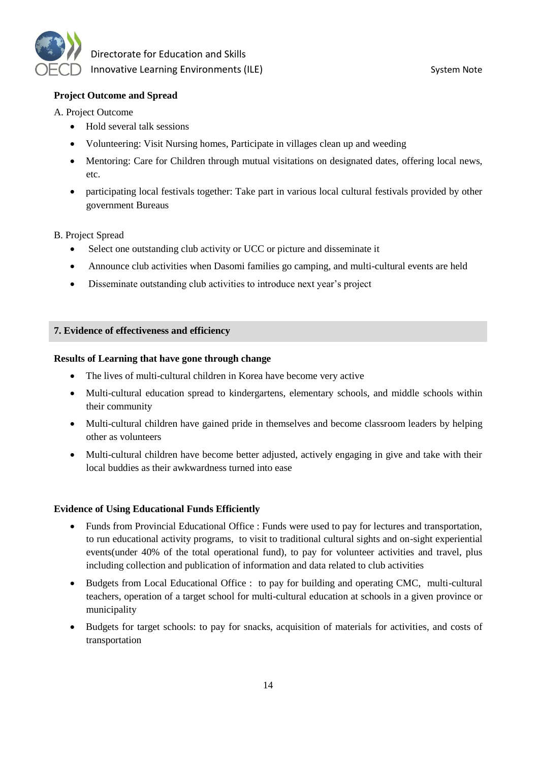**Project Outcome and Spread**

A. Project Outcome

- Hold several talk sessions
- Volunteering: Visit Nursing homes, Participate in villages clean up and weeding
- Mentoring: Care for Children through mutual visitations on designated dates, offering local news, etc.
- participating local festivals together: Take part in various local cultural festivals provided by other government Bureaus

B. Project Spread

- Select one outstanding club activity or UCC or picture and disseminate it
- Announce club activities when Dasomi families go camping, and multi-cultural events are held
- Disseminate outstanding club activities to introduce next year's project

## 7. Evidence of effectiveness and efficiency

**Results of Learning that have gone through change**

- The lives of multi-cultural children in Korea have become very active
- Multi-cultural education spread to kindergartens, elementary schools, and middle schools within their community
- Multi-cultural children have gained pride in themselves and become classroom leaders by helping other as volunteers
- Multi-cultural children have become better adjusted, actively engaging in give and take with their local buddies as their awkwardness turned into ease

**Evidence of Using Educational Funds Efficiently**

- Funds from Provincial Educational Office : Funds were used to pay for lectures and transportation, to run educational activity programs, to visit to traditional cultural sights and on-sight experiential events(under 40% of the total operational fund), to pay for volunteer activities and travel, plus including collection and publication of information and data related to club activities
- Budgets from Local Educational Office : to pay for building and operating CMC, multi-cultural teachers, operation of a target school for multi-cultural education at schools in a given province or municipality
- Budgets for target schools: to pay for snacks, acquisition of materials for activities, and costs of transportation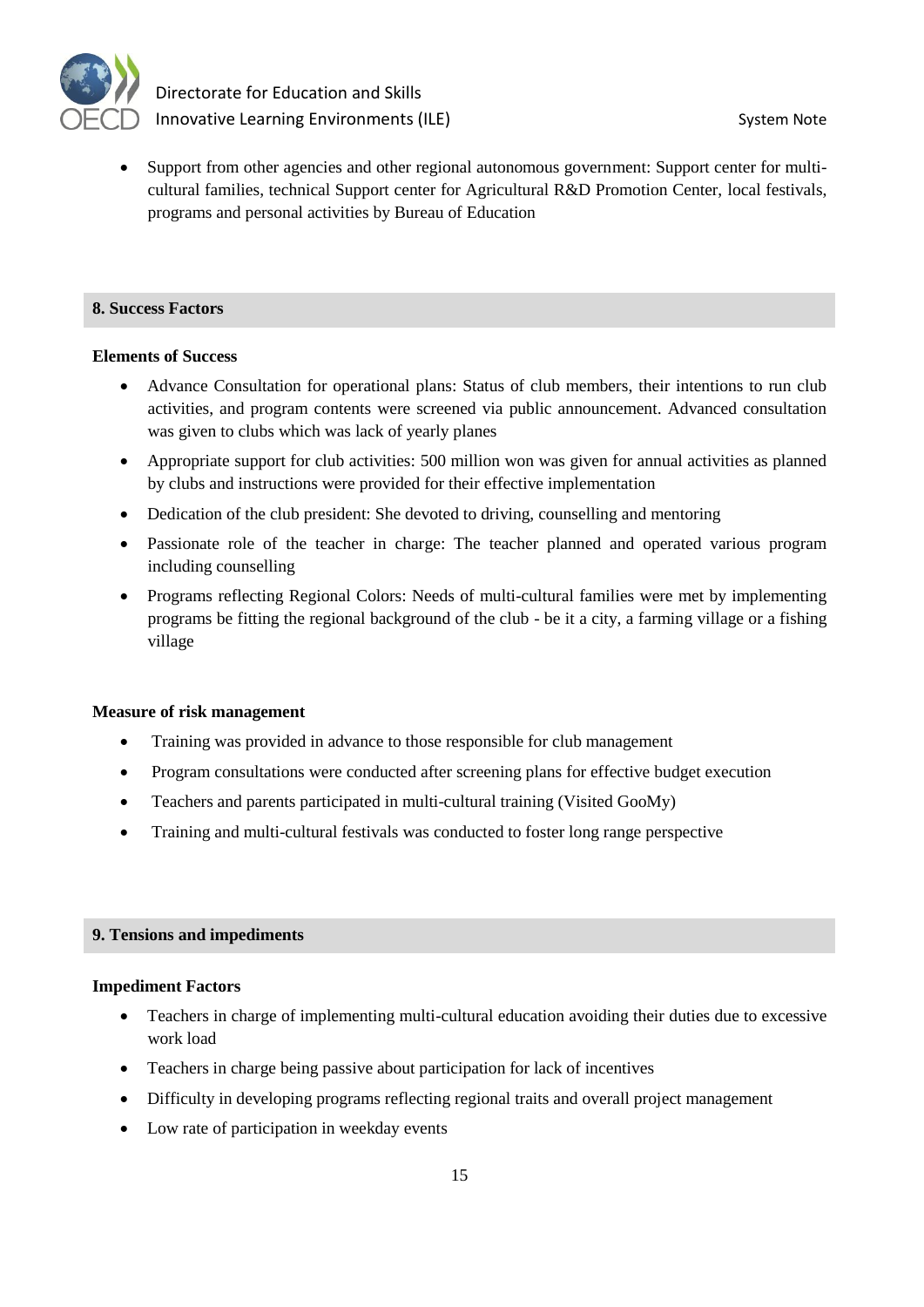- Support from other agencies and other regional autonomous government: Support center for multi-cultural families, technical Support center for Agricultural R&D Promotion Center, local festivals, programs and personal activities by Bureau of Education

## 8. Success Factors

**Elements of Success**

- Advance Consultation for operational plans: Status of club members, their intentions to run club activities, and program contents were screened via public announcement. Advanced consultation was given to clubs which was lack of yearly planes
- Appropriate support for club activities: 500 million won was given for annual activities as planned by clubs and instructions were provided for their effective implementation
- Dedication of the club president: She devoted to driving, counselling and mentoring
- Passionate role of the teacher in charge: The teacher planned and operated various program including counselling
- Programs reflecting Regional Colors: Needs of multi-cultural families were met by implementing programs be fitting the regional background of the club - be it a city, a farming village or a fishing village

**Measure of risk management**

- Training was provided in advance to those responsible for club management
- Program consultations were conducted after screening plans for effective budget execution
- Teachers and parents participated in multi-cultural training (Visited GooMy)
- Training and multi-cultural festivals was conducted to foster long range perspective

## 9. Tensions and impediments

**Impediment Factors**

- Teachers in charge of implementing multi-cultural education avoiding their duties due to excessive work load
- Teachers in charge being passive about participation for lack of incentives
- Difficulty in developing programs reflecting regional traits and overall project management
- Low rate of participation in weekday events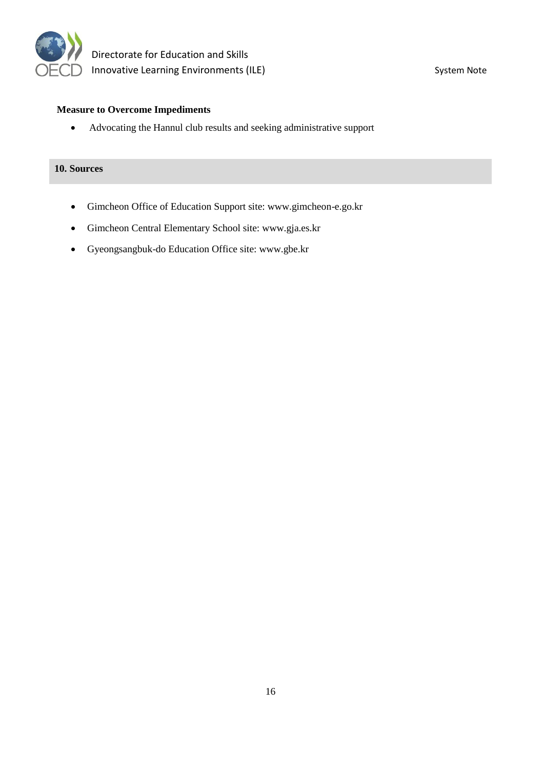**Measure to Overcome Impediments**

- Advocating the Hannul club results and seeking administrative support

## 10. Sources

- Gimcheon Office of Education Support site: www.gimcheon-e.go.kr
- Gimcheon Central Elementary School site: www.gja.es.kr
- Gyeongsangbuk-do Education Office site: www.gbe.kr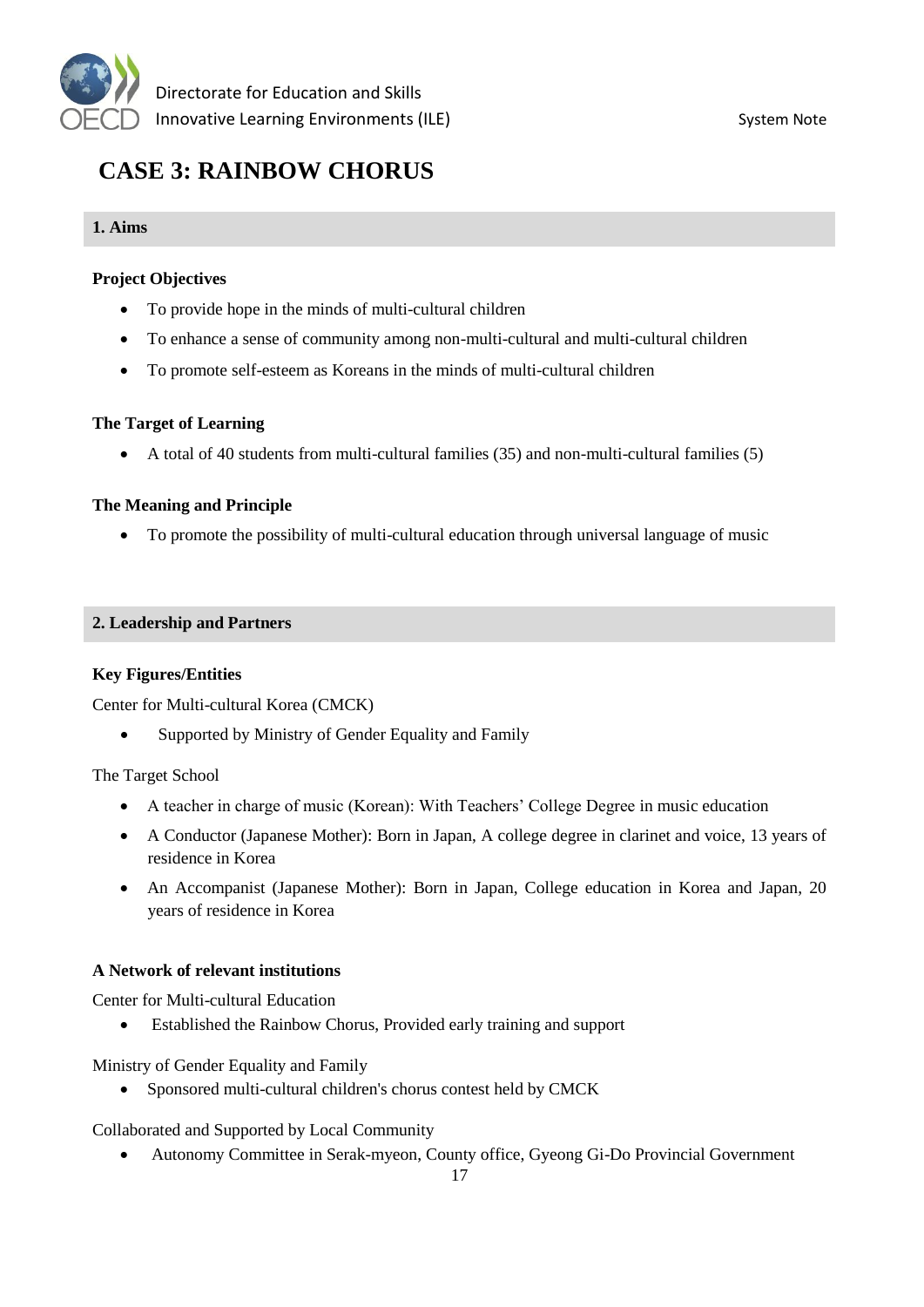# CASE 3: RAINBOW CHORUS

## 1. Aims

**Project Objectives**

- To provide hope in the minds of multi-cultural children
- To enhance a sense of community among non-multi-cultural and multi-cultural children
- To promote self-esteem as Koreans in the minds of multi-cultural children

**The Target of Learning**

- A total of 40 students from multi-cultural families (35) and non-multi-cultural families (5)

**The Meaning and Principle**

- To promote the possibility of multi-cultural education through universal language of music

## 2. Leadership and Partners

**Key Figures/Entities**

Center for Multi-cultural Korea (CMCK)

- Supported by Ministry of Gender Equality and Family

The Target School

- A teacher in charge of music (Korean): With Teachers' College Degree in music education
- A Conductor (Japanese Mother): Born in Japan, A college degree in clarinet and voice, 13 years of residence in Korea
- An Accompanist (Japanese Mother): Born in Japan, College education in Korea and Japan, 20 years of residence in Korea

**A Network of relevant institutions**

Center for Multi-cultural Education

- Established the Rainbow Chorus, Provided early training and support

Ministry of Gender Equality and Family

- Sponsored multi-cultural children's chorus contest held by CMCK

Collaborated and Supported by Local Community

- Autonomy Committee in Serak-myeon, County office, Gyeong Gi-Do Provincial Government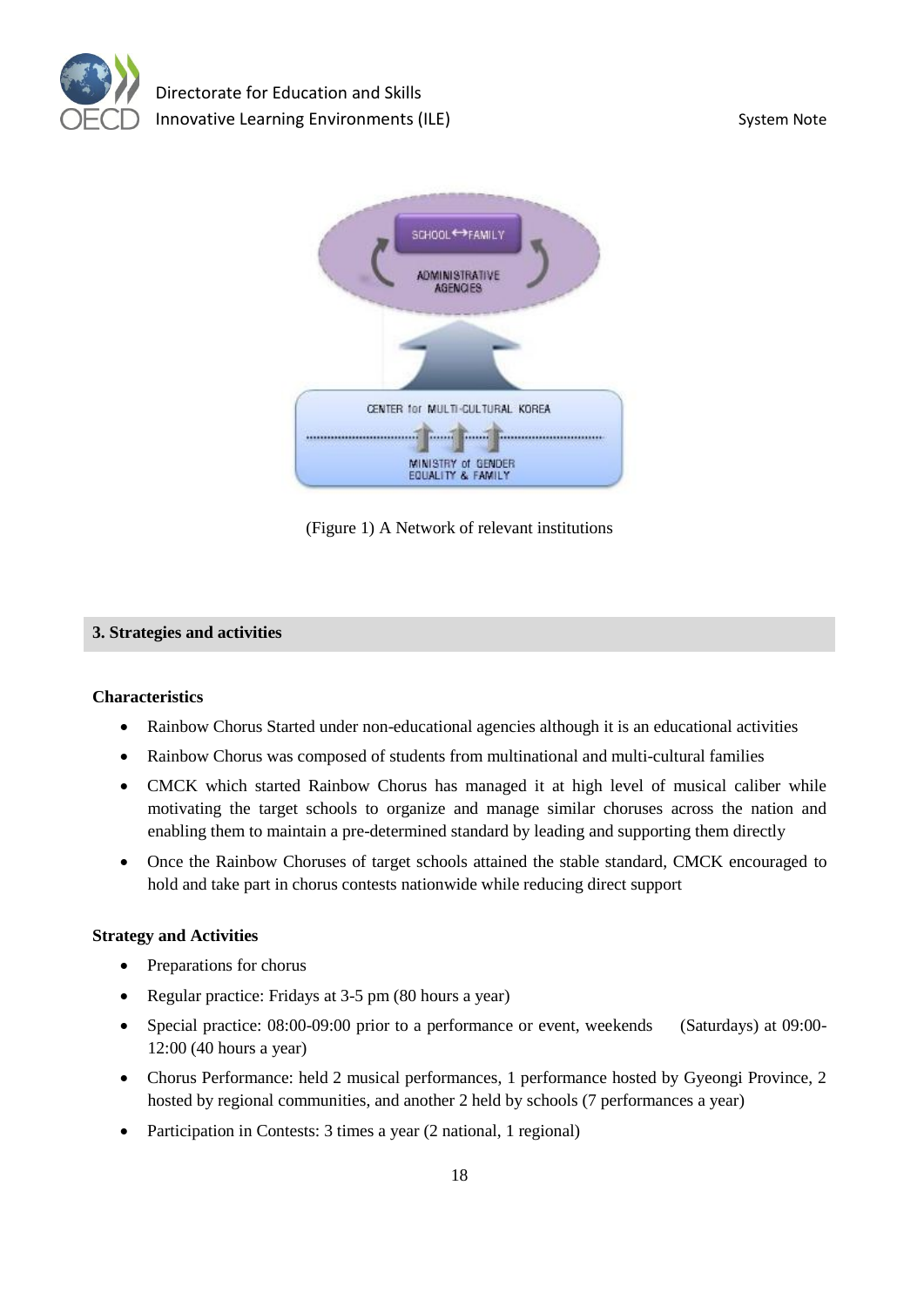(Figure 1) A Network of relevant institutions

## 3. Strategies and activities

**Characteristics**

- Rainbow Chorus Started under non-educational agencies although it is an educational activities
- Rainbow Chorus was composed of students from multinational and multi-cultural families
- CMCK which started Rainbow Chorus has managed it at high level of musical caliber while motivating the target schools to organize and manage similar choruses across the nation and enabling them to maintain a pre-determined standard by leading and supporting them directly
- Once the Rainbow Choruses of target schools attained the stable standard, CMCK encouraged to hold and take part in chorus contests nationwide while reducing direct support

**Strategy and Activities**

- Preparations for chorus
- Regular practice: Fridays at 3-5 pm (80 hours a year)
- Special practice: 08:00-09:00 prior to a performance or event, weekends (Saturdays) at 09:00-12:00 (40 hours a year)
- Chorus Performance: held 2 musical performances, 1 performance hosted by Gyeongi Province, 2 hosted by regional communities, and another 2 held by schools (7 performances a year)
- Participation in Contests: 3 times a year (2 national, 1 regional)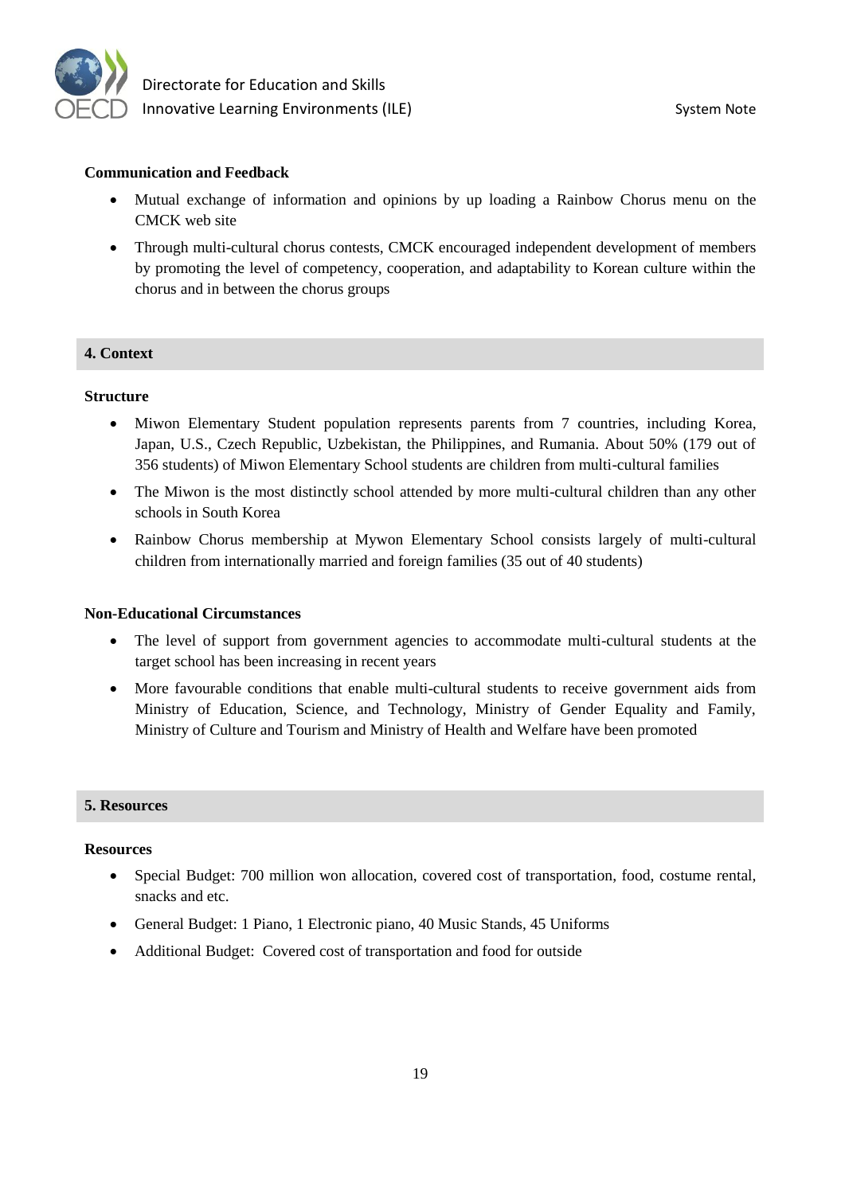**Communication and Feedback**

- Mutual exchange of information and opinions by up loading a Rainbow Chorus menu on the CMCK web site
- Through multi-cultural chorus contests, CMCK encouraged independent development of members by promoting the level of competency, cooperation, and adaptability to Korean culture within the chorus and in between the chorus groups

## 4. Context

**Structure**

- Miwon Elementary Student population represents parents from 7 countries, including Korea, Japan, U.S., Czech Republic, Uzbekistan, the Philippines, and Rumania. About 50% (179 out of 356 students) of Miwon Elementary School students are children from multi-cultural families
- The Miwon is the most distinctly school attended by more multi-cultural children than any other schools in South Korea
- Rainbow Chorus membership at Mywon Elementary School consists largely of multi-cultural children from internationally married and foreign families (35 out of 40 students)

**Non-Educational Circumstances**

- The level of support from government agencies to accommodate multi-cultural students at the target school has been increasing in recent years
- More favourable conditions that enable multi-cultural students to receive government aids from Ministry of Education, Science, and Technology, Ministry of Gender Equality and Family, Ministry of Culture and Tourism and Ministry of Health and Welfare have been promoted

## 5. Resources

**Resources**

- Special Budget: 700 million won allocation, covered cost of transportation, food, costume rental, snacks and etc.
- General Budget: 1 Piano, 1 Electronic piano, 40 Music Stands, 45 Uniforms
- Additional Budget: Covered cost of transportation and food for outside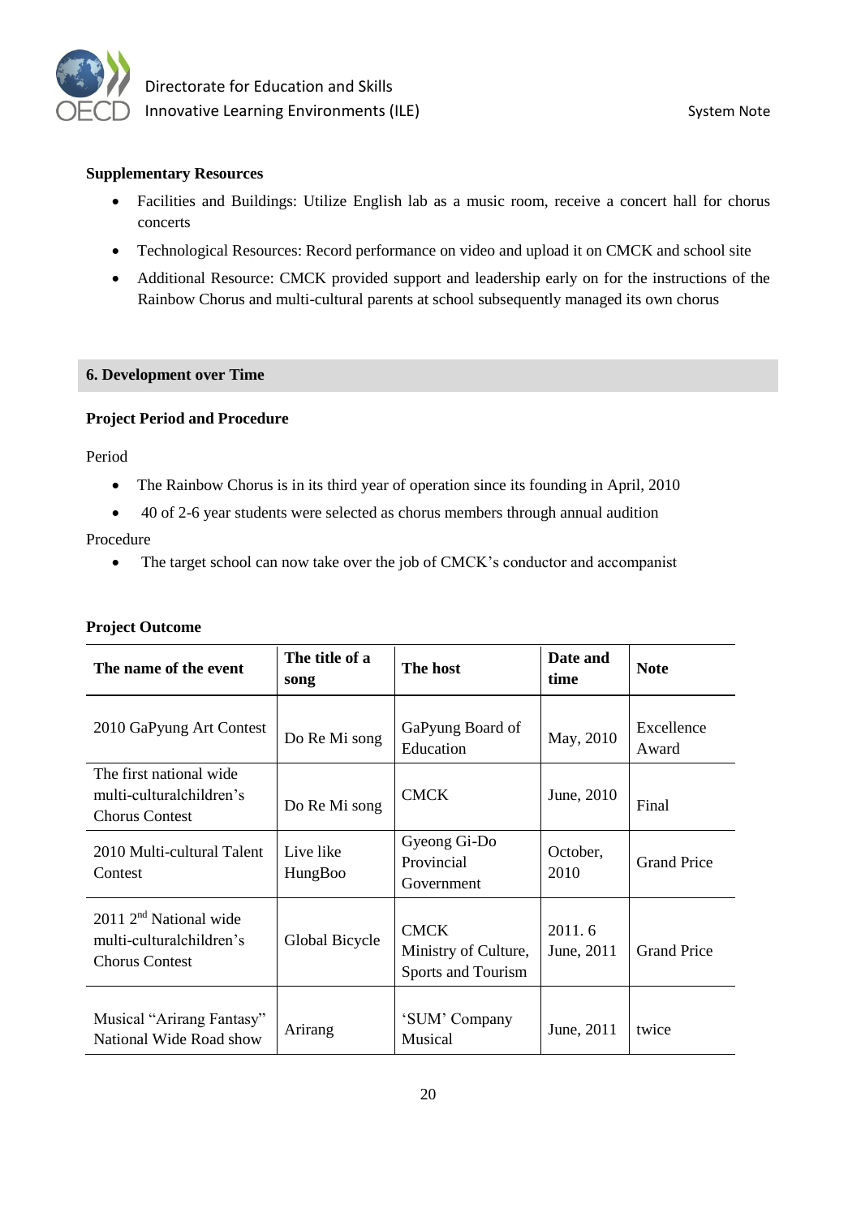**Supplementary Resources**

- Facilities and Buildings: Utilize English lab as a music room, receive a concert hall for chorus concerts
- Technological Resources: Record performance on video and upload it on CMCK and school site
- Additional Resource: CMCK provided support and leadership early on for the instructions of the Rainbow Chorus and multi-cultural parents at school subsequently managed its own chorus

## 6. Development over Time

**Project Period and Procedure**

Period

- The Rainbow Chorus is in its third year of operation since its founding in April, 2010
- 40 of 2-6 year students were selected as chorus members through annual audition

Procedure

- The target school can now take over the job of CMCK's conductor and accompanist

**Project Outcome**

| The name of the event | The title of a song | The host | Date and time | Note |
|---|---|---|---|---|
| 2010 GaPyung Art Contest | Do Re Mi song | GaPyung Board of Education | May, 2010 | Excellence Award |
| The first national wide multi-culturalchildren's Chorus Contest | Do Re Mi song | CMCK | June, 2010 | Final |
| 2010 Multi-cultural Talent Contest | Live like HungBoo | Gyeong Gi-Do Provincial Government | October, 2010 | Grand Price |
| 2011 2nd National wide multi-culturalchildren's Chorus Contest | Global Bicycle | CMCK Ministry of Culture, Sports and Tourism | 2011. 6 June, 2011 | Grand Price |
| Musical "Arirang Fantasy" National Wide Road show | Arirang | 'SUM' Company Musical | June, 2011 | twice |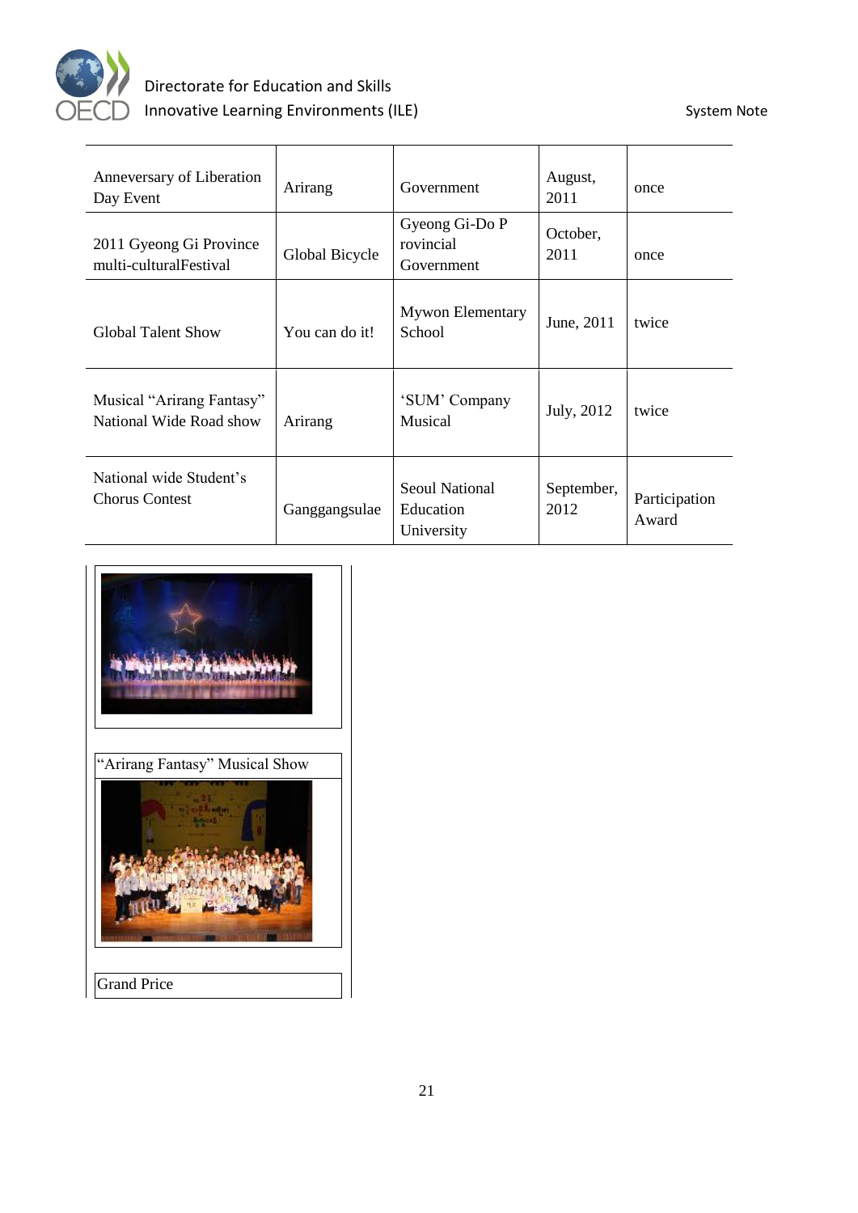| Anneversary of Liberation Day Event | Arirang | Government | August, 2011 | once |
|---|---|---|---|---|
| 2011 Gyeong Gi Province multi-culturalFestival | Global Bicycle | Gyeong Gi-Do P rovincial Government | October, 2011 | once |
| Global Talent Show | You can do it! | Mywon Elementary School | June, 2011 | twice |
| Musical "Arirang Fantasy" National Wide Road show | Arirang | 'SUM' Company Musical | July, 2012 | twice |
| National wide Student's Chorus Contest | Ganggangsulae | Seoul National Education University | September, 2012 | Participation Award |

"Arirang Fantasy" Musical Show

Grand Price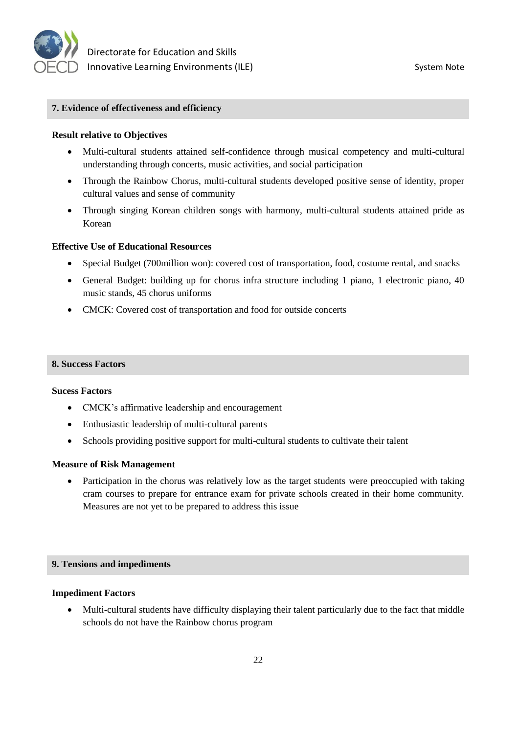## 7. Evidence of effectiveness and efficiency

**Result relative to Objectives**

- Multi-cultural students attained self-confidence through musical competency and multi-cultural understanding through concerts, music activities, and social participation
- Through the Rainbow Chorus, multi-cultural students developed positive sense of identity, proper cultural values and sense of community
- Through singing Korean children songs with harmony, multi-cultural students attained pride as Korean

**Effective Use of Educational Resources**

- Special Budget (700million won): covered cost of transportation, food, costume rental, and snacks
- General Budget: building up for chorus infra structure including 1 piano, 1 electronic piano, 40 music stands, 45 chorus uniforms
- CMCK: Covered cost of transportation and food for outside concerts

## 8. Success Factors

**Sucess Factors**

- CMCK's affirmative leadership and encouragement
- Enthusiastic leadership of multi-cultural parents
- Schools providing positive support for multi-cultural students to cultivate their talent

**Measure of Risk Management**

- Participation in the chorus was relatively low as the target students were preoccupied with taking cram courses to prepare for entrance exam for private schools created in their home community. Measures are not yet to be prepared to address this issue

## 9. Tensions and impediments

**Impediment Factors**

- Multi-cultural students have difficulty displaying their talent particularly due to the fact that middle schools do not have the Rainbow chorus program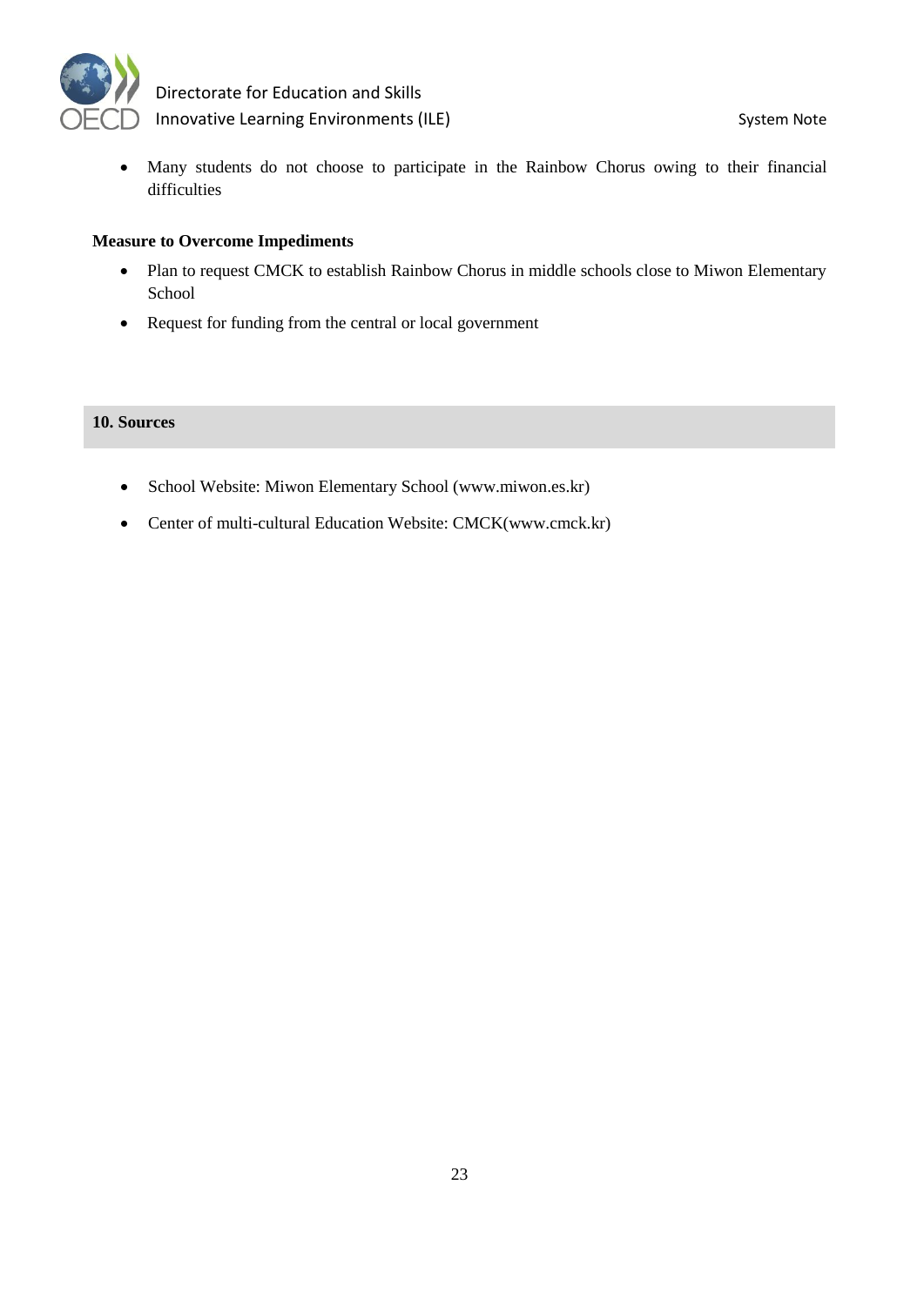- Many students do not choose to participate in the Rainbow Chorus owing to their financial difficulties

**Measure to Overcome Impediments**

- Plan to request CMCK to establish Rainbow Chorus in middle schools close to Miwon Elementary School
- Request for funding from the central or local government

## 10. Sources

- School Website: Miwon Elementary School (www.miwon.es.kr)
- Center of multi-cultural Education Website: CMCK(www.cmck.kr)